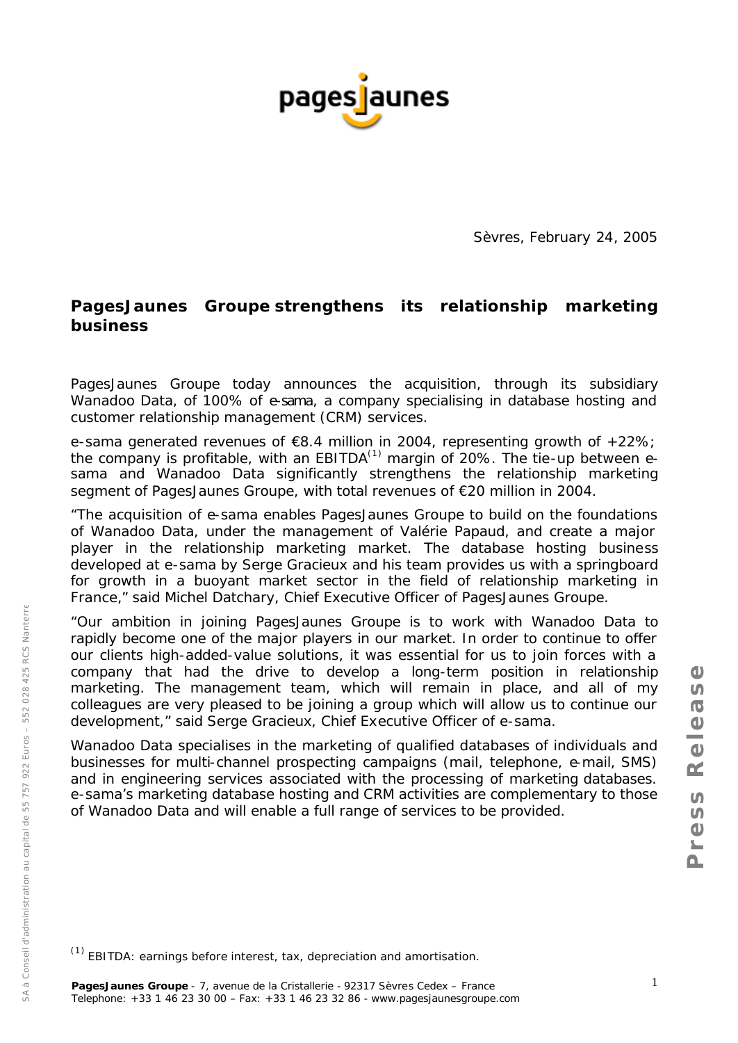Sèvres, February 24, 2005

## PagesJaunes Groupe strengthens its relationship marketing business

PagesJaunes Groupe today announces the acquisition, through its subsidiary Wanadoo Data, of 100% of *e-sama*, a company specialising in database hosting and customer relationship management (CRM) services.

e-sama generated revenues of €8.4 million in 2004, representing growth of +22%; the company is profitable, with an EBITDA[1] margin of 20%. The tie-up between e-sama and Wanadoo Data significantly strengthens the relationship marketing segment of PagesJaunes Groupe, with total revenues of €20 million in 2004.

"The acquisition of e-sama enables PagesJaunes Groupe to build on the foundations of Wanadoo Data, under the management of Valérie Papaud, and create a major player in the relationship marketing market. The database hosting business developed at e-sama by Serge Gracieux and his team provides us with a springboard for growth in a buoyant market sector in the field of relationship marketing in France," said Michel Datchary, Chief Executive Officer of PagesJaunes Groupe.

"Our ambition in joining PagesJaunes Groupe is to work with Wanadoo Data to rapidly become one of the major players in our market. In order to continue to offer our clients high-added-value solutions, it was essential for us to join forces with a company that had the drive to develop a long-term position in relationship marketing. The management team, which will remain in place, and all of my colleagues are very pleased to be joining a group which will allow us to continue our development," said Serge Gracieux, Chief Executive Officer of e-sama.

Wanadoo Data specialises in the marketing of qualified databases of individuals and businesses for multi-channel prospecting campaigns (mail, telephone, e-mail, SMS) and in engineering services associated with the processing of marketing databases. e-sama's marketing database hosting and CRM activities are complementary to those of Wanadoo Data and will enable a full range of services to be provided.

[1] EBITDA: earnings before interest, tax, depreciation and amortisation.

**PagesJaunes Groupe** - 7, avenue de la Cristallerie - 92317 Sèvres Cedex – France
Telephone: +33 1 46 23 30 00 – Fax: +33 1 46 23 32 86 - www.pagesjaunesgroupe.com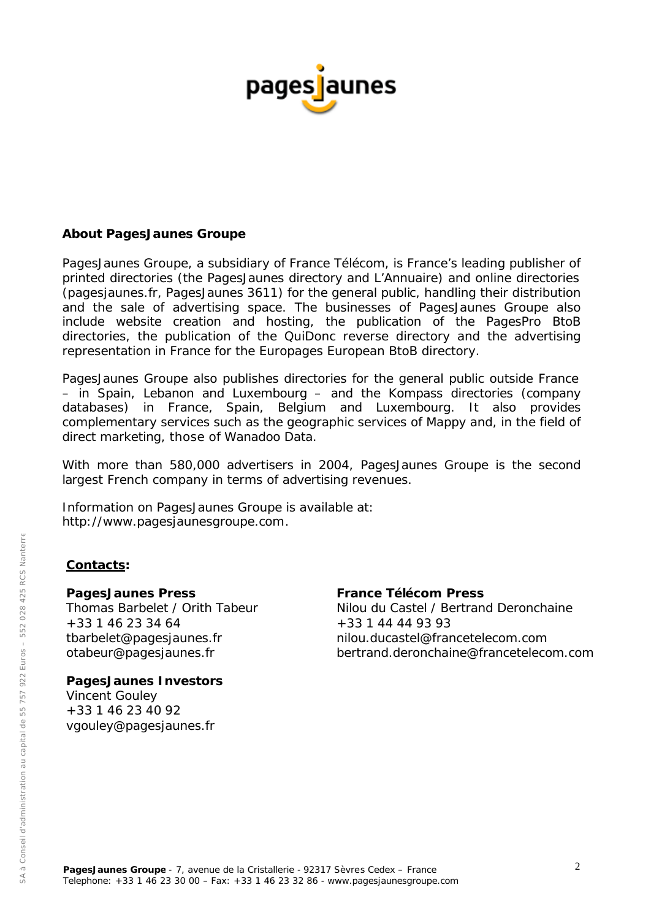**About PagesJaunes Groupe**

PagesJaunes Groupe, a subsidiary of France Télécom, is France's leading publisher of printed directories (the PagesJaunes directory and L'Annuaire) and online directories (pagesjaunes.fr, PagesJaunes 3611) for the general public, handling their distribution and the sale of advertising space. The businesses of PagesJaunes Groupe also include website creation and hosting, the publication of the PagesPro BtoB directories, the publication of the QuiDonc reverse directory and the advertising representation in France for the Europages European BtoB directory.

PagesJaunes Groupe also publishes directories for the general public outside France – in Spain, Lebanon and Luxembourg – and the Kompass directories (company databases) in France, Spain, Belgium and Luxembourg. It also provides complementary services such as the geographic services of Mappy and, in the field of direct marketing, those of Wanadoo Data.

With more than 580,000 advertisers in 2004, PagesJaunes Groupe is the second largest French company in terms of advertising revenues.

Information on PagesJaunes Groupe is available at:
http://www.pagesjaunesgroupe.com.

**Contacts:**

**PagesJaunes Press**
Thomas Barbelet / Orith Tabeur
+33 1 46 23 34 64
tbarbelet@pagesjaunes.fr
otabeur@pagesjaunes.fr

**PagesJaunes Investors**
Vincent Gouley
+33 1 46 23 40 92
vgouley@pagesjaunes.fr

**France Télécom Press**
Nilou du Castel / Bertrand Deronchaine
+33 1 44 44 93 93
nilou.ducastel@francetelecom.com
bertrand.deronchaine@francetelecom.com

SA à Conseil d'administration au capital de 55 757 922 Euros – 552 028 425 RCS Nanterre

**PagesJaunes Groupe** - 7, avenue de la Cristallerie - 92317 Sèvres Cedex – France
Telephone: +33 1 46 23 30 00 – Fax: +33 1 46 23 32 86 - www.pagesjaunesgroupe.com